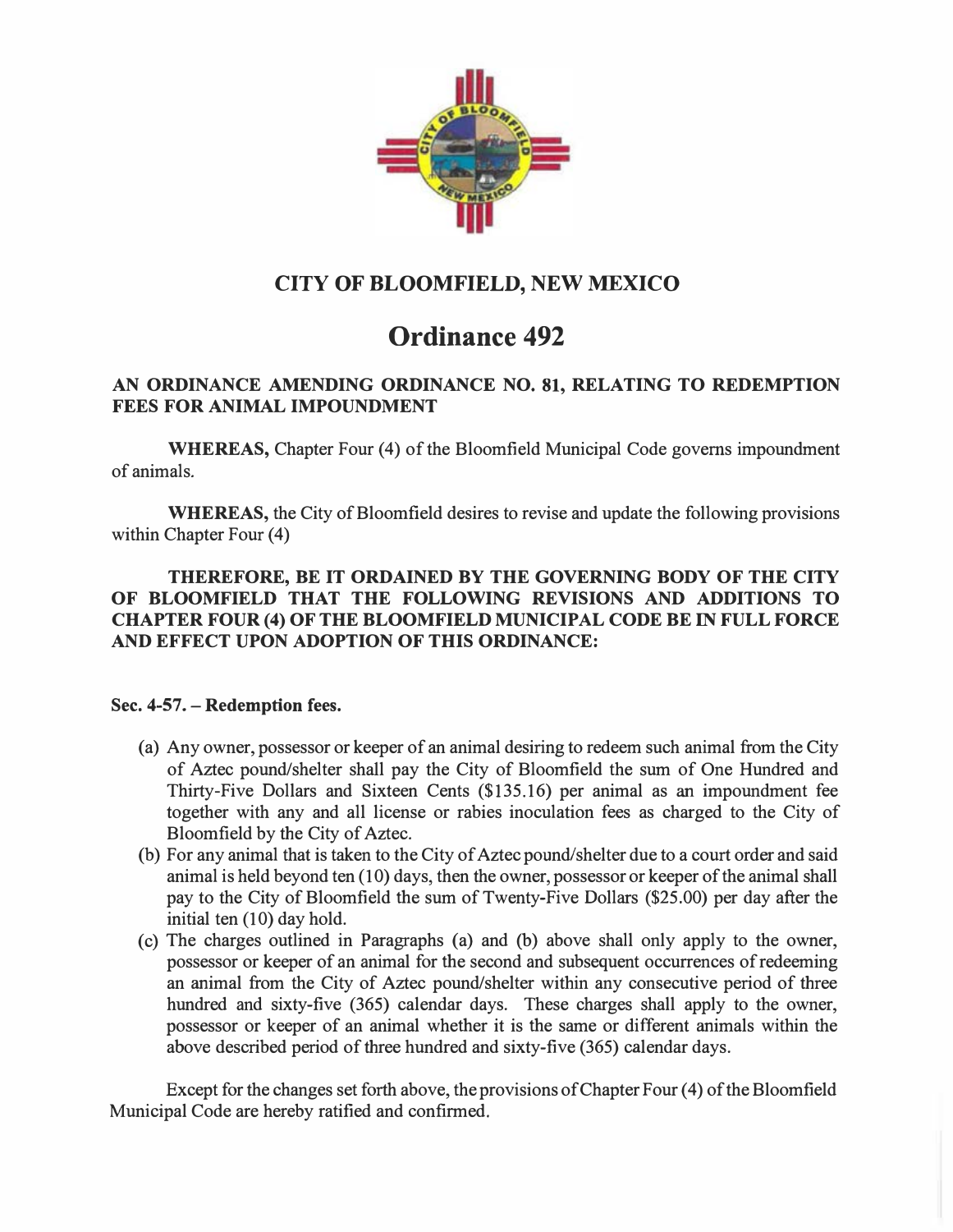# CITY OF BLOOMFIELD, NEW MEXICO

# Ordinance 492

## AN ORDINANCE AMENDING ORDINANCE NO. 81, RELATING TO REDEMPTION FEES FOR ANIMAL IMPOUNDMENT

**WHEREAS,** Chapter Four (4) of the Bloomfield Municipal Code governs impoundment of animals.

**WHEREAS,** the City of Bloomfield desires to revise and update the following provisions within Chapter Four (4)

**THEREFORE, BE IT ORDAINED BY THE GOVERNING BODY OF THE CITY OF BLOOMFIELD THAT THE FOLLOWING REVISIONS AND ADDITIONS TO CHAPTER FOUR (4) OF THE BLOOMFIELD MUNICIPAL CODE BE IN FULL FORCE AND EFFECT UPON ADOPTION OF THIS ORDINANCE:**

**Sec. 4-57. – Redemption fees.**

(a) Any owner, possessor or keeper of an animal desiring to redeem such animal from the City of Aztec pound/shelter shall pay the City of Bloomfield the sum of One Hundred and Thirty-Five Dollars and Sixteen Cents ($135.16) per animal as an impoundment fee together with any and all license or rabies inoculation fees as charged to the City of Bloomfield by the City of Aztec.

(b) For any animal that is taken to the City of Aztec pound/shelter due to a court order and said animal is held beyond ten (10) days, then the owner, possessor or keeper of the animal shall pay to the City of Bloomfield the sum of Twenty-Five Dollars ($25.00) per day after the initial ten (10) day hold.

(c) The charges outlined in Paragraphs (a) and (b) above shall only apply to the owner, possessor or keeper of an animal for the second and subsequent occurrences of redeeming an animal from the City of Aztec pound/shelter within any consecutive period of three hundred and sixty-five (365) calendar days. These charges shall apply to the owner, possessor or keeper of an animal whether it is the same or different animals within the above described period of three hundred and sixty-five (365) calendar days.

Except for the changes set forth above, the provisions of Chapter Four (4) of the Bloomfield Municipal Code are hereby ratified and confirmed.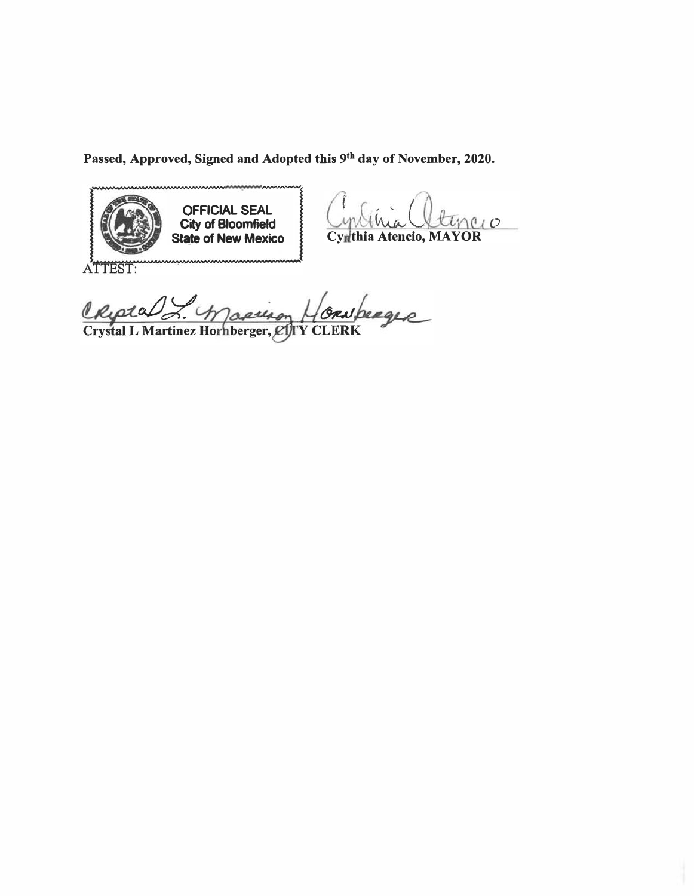**Passed, Approved, Signed and Adopted this 9th day of November, 2020.**

OFFICIAL SEAL
City of Bloomfield
State of New Mexico

**Cynthia Atencio, MAYOR**

ATTEST:

**Crystal L Martinez Hornberger, CITY CLERK**